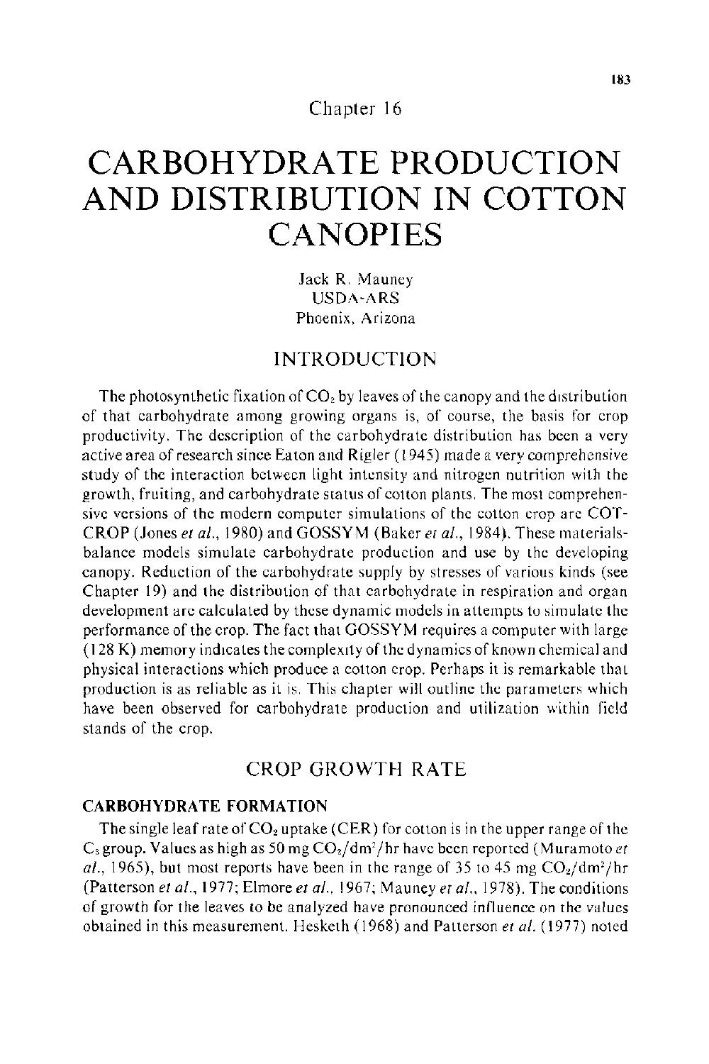Chapter 16

# CARBOHYDRATE PRODUCTION AND DISTRIBUTION IN COTTON CANOPIES

Jack R. Mauney
USDA-ARS
Phoenix, Arizona

## INTRODUCTION

The photosynthetic fixation of $CO_2$ by leaves of the canopy and the distribution of that carbohydrate among growing organs is, of course, the basis for crop productivity. The description of the carbohydrate distribution has been a very active area of research since Eaton and Rigler (1945) made a very comprehensive study of the interaction between light intensity and nitrogen nutrition with the growth, fruiting, and carbohydrate status of cotton plants. The most comprehensive versions of the modern computer simulations of the cotton crop are COTCROP (Jones *et al.*, 1980) and GOSSYM (Baker *et al.*, 1984). These materials-balance models simulate carbohydrate production and use by the developing canopy. Reduction of the carbohydrate supply by stresses of various kinds (see Chapter 19) and the distribution of that carbohydrate in respiration and organ development are calculated by these dynamic models in attempts to simulate the performance of the crop. The fact that GOSSYM requires a computer with large (128 K) memory indicates the complexity of the dynamics of known chemical and physical interactions which produce a cotton crop. Perhaps it is remarkable that production is as reliable as it is. This chapter will outline the parameters which have been observed for carbohydrate production and utilization within field stands of the crop.

## CROP GROWTH RATE

### CARBOHYDRATE FORMATION

The single leaf rate of $CO_2$ uptake (CER) for cotton is in the upper range of the $C_3$ group. Values as high as 50 mg $CO_2/dm^2/hr$ have been reported (Muramoto *et al.*, 1965), but most reports have been in the range of 35 to 45 mg $CO_2/dm^2/hr$ (Patterson *et al.*, 1977; Elmore *et al.*, 1967; Mauney *et al.*, 1978). The conditions of growth for the leaves to be analyzed have pronounced influence on the values obtained in this measurement. Hesketh (1968) and Patterson *et al.* (1977) noted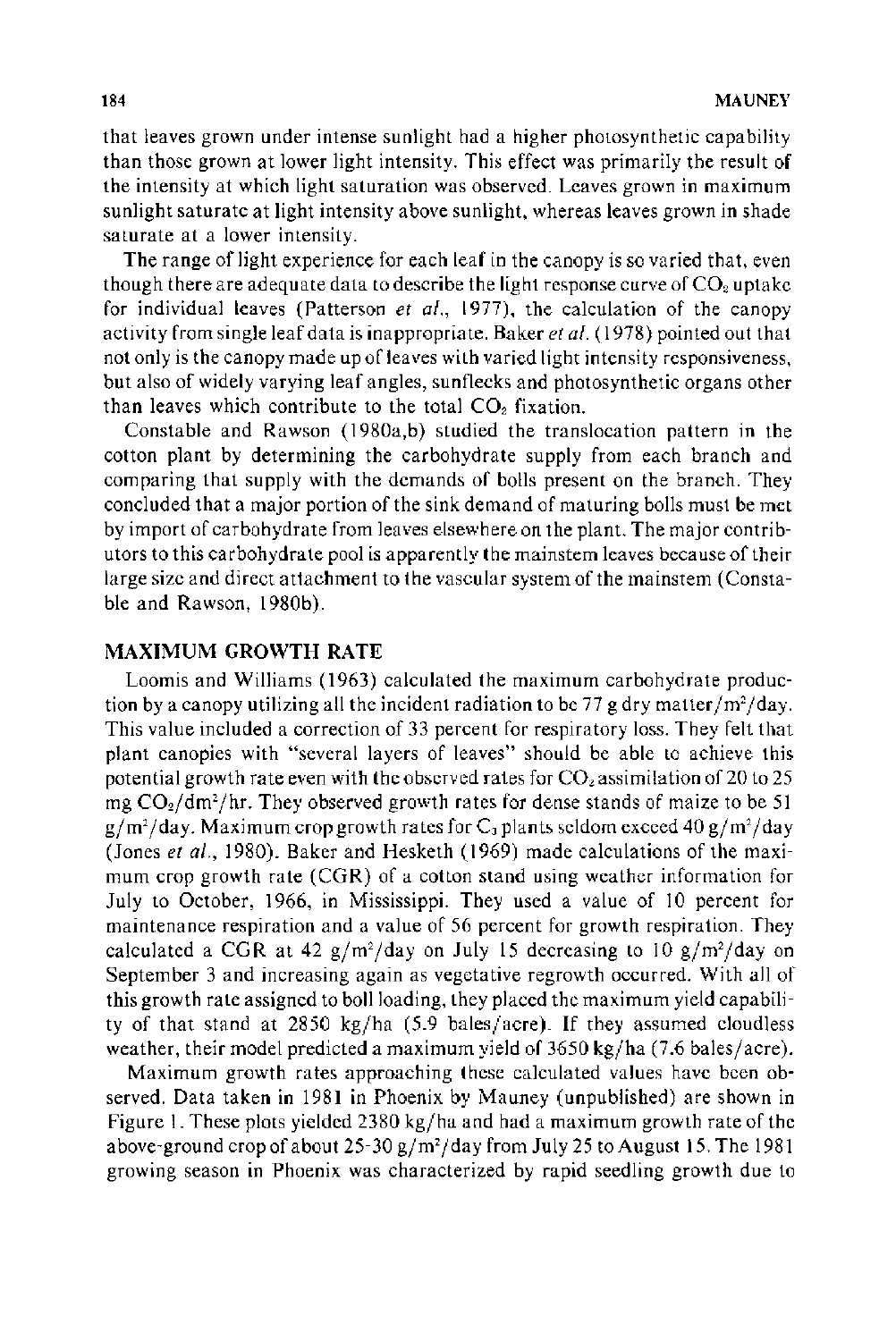that leaves grown under intense sunlight had a higher photosynthetic capability than those grown at lower light intensity. This effect was primarily the result of the intensity at which light saturation was observed. Leaves grown in maximum sunlight saturate at light intensity above sunlight, whereas leaves grown in shade saturate at a lower intensity.

The range of light experience for each leaf in the canopy is so varied that, even though there are adequate data to describe the light response curve of $CO_2$ uptake for individual leaves (Patterson *et al.*, 1977), the calculation of the canopy activity from single leaf data is inappropriate. Baker *et al.* (1978) pointed out that not only is the canopy made up of leaves with varied light intensity responsiveness, but also of widely varying leaf angles, sunflecks and photosynthetic organs other than leaves which contribute to the total $CO_2$ fixation.

Constable and Rawson (1980a,b) studied the translocation pattern in the cotton plant by determining the carbohydrate supply from each branch and comparing that supply with the demands of bolls present on the branch. They concluded that a major portion of the sink demand of maturing bolls must be met by import of carbohydrate from leaves elsewhere on the plant. The major contributors to this carbohydrate pool is apparently the mainstem leaves because of their large size and direct attachment to the vascular system of the mainstem (Constable and Rawson, 1980b).

## MAXIMUM GROWTH RATE

Loomis and Williams (1963) calculated the maximum carbohydrate production by a canopy utilizing all the incident radiation to be 77 g dry matter/$m^2$/day. This value included a correction of 33 percent for respiratory loss. They felt that plant canopies with "several layers of leaves" should be able to achieve this potential growth rate even with the observed rates for $CO_2$ assimilation of 20 to 25 mg $CO_2$/$dm^2$/hr. They observed growth rates for dense stands of maize to be 51 g/$m^2$/day. Maximum crop growth rates for $C_3$ plants seldom exceed 40 g/$m^2$/day (Jones *et al.*, 1980). Baker and Hesketh (1969) made calculations of the maximum crop growth rate (CGR) of a cotton stand using weather information for July to October, 1966, in Mississippi. They used a value of 10 percent for maintenance respiration and a value of 56 percent for growth respiration. They calculated a CGR at 42 g/$m^2$/day on July 15 decreasing to 10 g/$m^2$/day on September 3 and increasing again as vegetative regrowth occurred. With all of this growth rate assigned to boll loading, they placed the maximum yield capability of that stand at 2850 kg/ha (5.9 bales/acre). If they assumed cloudless weather, their model predicted a maximum yield of 3650 kg/ha (7.6 bales/acre).

Maximum growth rates approaching these calculated values have been observed. Data taken in 1981 in Phoenix by Mauney (unpublished) are shown in Figure 1. These plots yielded 2380 kg/ha and had a maximum growth rate of the above-ground crop of about 25-30 g/$m^2$/day from July 25 to August 15. The 1981 growing season in Phoenix was characterized by rapid seedling growth due to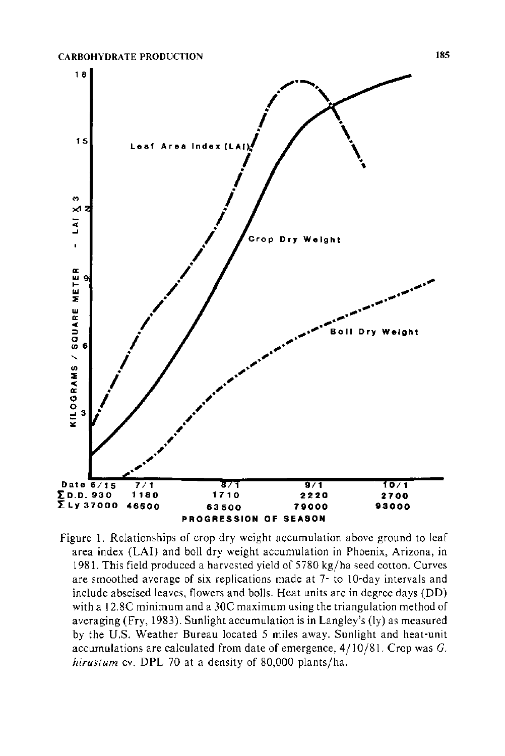Figure 1. Relationships of crop dry weight accumulation above ground to leaf area index (LAI) and boll dry weight accumulation in Phoenix, Arizona, in 1981. This field produced a harvested yield of 5780 kg/ha seed cotton. Curves are smoothed average of six replications made at 7- to 10-day intervals and include abscised leaves, flowers and bolls. Heat units are in degree days (DD) with a 12.8C minimum and a 30C maximum using the triangulation method of averaging (Fry, 1983). Sunlight accumulation is in Langley's (ly) as measured by the U.S. Weather Bureau located 5 miles away. Sunlight and heat-unit accumulations are calculated from date of emergence, 4/10/81. Crop was *G. hirustum* cv. DPL 70 at a density of 80,000 plants/ha.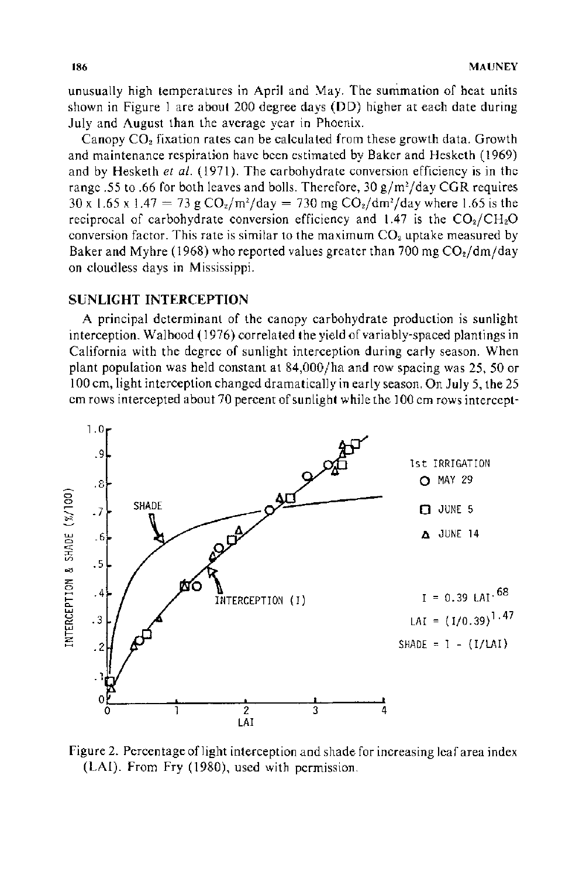unusually high temperatures in April and May. The summation of heat units shown in Figure 1 are about 200 degree days (DD) higher at each date during July and August than the average year in Phoenix.

Canopy $CO_2$ fixation rates can be calculated from these growth data. Growth and maintenance respiration have been estimated by Baker and Hesketh (1969) and by Hesketh *et al.* (1971). The carbohydrate conversion efficiency is in the range .55 to .66 for both leaves and bolls. Therefore, 30 g/m²/day CGR requires $30 \times 1.65 \times 1.47 = 73$ g $CO_2$/m²/day = 730 mg $CO_2$/dm²/day where 1.65 is the reciprocal of carbohydrate conversion efficiency and 1.47 is the $CO_2/CH_2O$ conversion factor. This rate is similar to the maximum $CO_2$ uptake measured by Baker and Myhre (1968) who reported values greater than 700 mg $CO_2$/dm/day on cloudless days in Mississippi.

## SUNLIGHT INTERCEPTION

A principal determinant of the canopy carbohydrate production is sunlight interception. Walhood (1976) correlated the yield of variably-spaced plantings in California with the degree of sunlight interception during early season. When plant population was held constant at 84,000/ha and row spacing was 25, 50 or 100 cm, light interception changed dramatically in early season. On July 5, the 25 cm rows intercepted about 70 percent of sunlight while the 100 cm rows intercept-

Figure 2. Percentage of light interception and shade for increasing leaf area index (LAI). From Fry (1980), used with permission.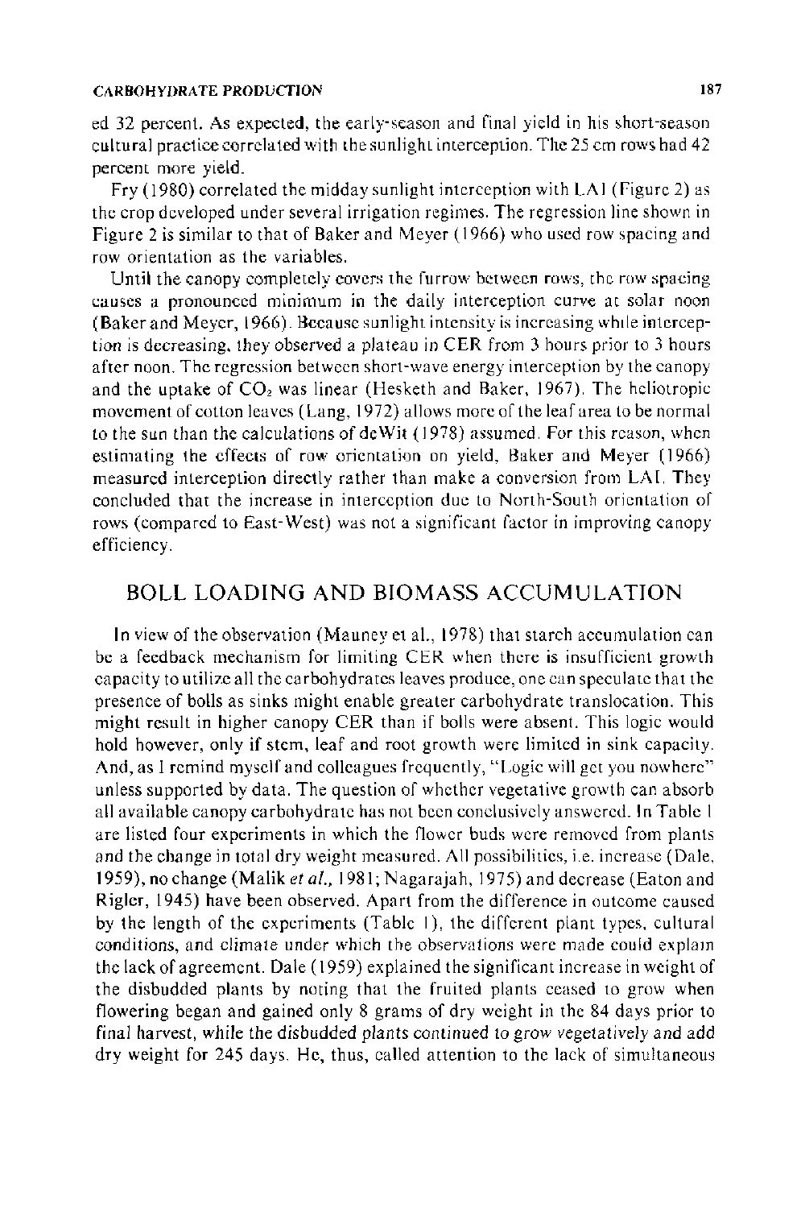ed 32 percent. As expected, the early-season and final yield in his short-season cultural practice correlated with the sunlight interception. The 25 cm rows had 42 percent more yield.

Fry (1980) correlated the midday sunlight interception with LAI (Figure 2) as the crop developed under several irrigation regimes. The regression line shown in Figure 2 is similar to that of Baker and Meyer (1966) who used row spacing and row orientation as the variables.

Until the canopy completely covers the furrow between rows, the row spacing causes a pronounced minimum in the daily interception curve at solar noon (Baker and Meyer, 1966). Because sunlight intensity is increasing while interception is decreasing, they observed a plateau in CER from 3 hours prior to 3 hours after noon. The regression between short-wave energy interception by the canopy and the uptake of $CO_2$ was linear (Hesketh and Baker, 1967). The heliotropic movement of cotton leaves (Lang, 1972) allows more of the leaf area to be normal to the sun than the calculations of deWit (1978) assumed. For this reason, when estimating the effects of row orientation on yield, Baker and Meyer (1966) measured interception directly rather than make a conversion from LAI. They concluded that the increase in interception due to North-South orientation of rows (compared to East-West) was not a significant factor in improving canopy efficiency.

## BOLL LOADING AND BIOMASS ACCUMULATION

In view of the observation (Mauney et al., 1978) that starch accumulation can be a feedback mechanism for limiting CER when there is insufficient growth capacity to utilize all the carbohydrates leaves produce, one can speculate that the presence of bolls as sinks might enable greater carbohydrate translocation. This might result in higher canopy CER than if bolls were absent. This logic would hold however, only if stem, leaf and root growth were limited in sink capacity. And, as I remind myself and colleagues frequently, "Logic will get you nowhere" unless supported by data. The question of whether vegetative growth can absorb all available canopy carbohydrate has not been conclusively answered. In Table 1 are listed four experiments in which the flower buds were removed from plants and the change in total dry weight measured. All possibilities, i.e. increase (Dale, 1959), no change (Malik *et al.,* 1981; Nagarajah, 1975) and decrease (Eaton and Rigler, 1945) have been observed. Apart from the difference in outcome caused by the length of the experiments (Table 1), the different plant types, cultural conditions, and climate under which the observations were made could explain the lack of agreement. Dale (1959) explained the significant increase in weight of the disbudded plants by noting that the fruited plants ceased to grow when flowering began and gained only 8 grams of dry weight in the 84 days prior to final harvest, *while the disbudded plants continued to grow vegetatively and add* dry weight for 245 days. He, thus, called attention to the lack of simultaneous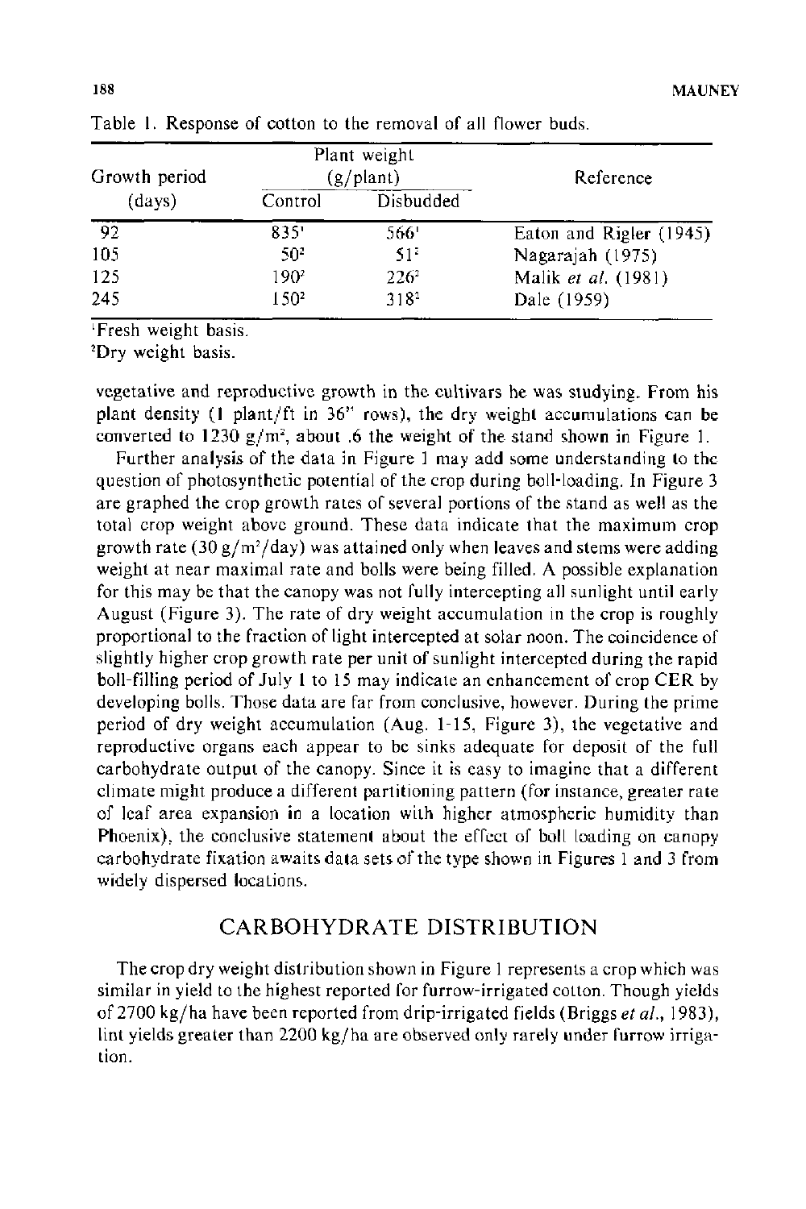Table 1. Response of cotton to the removal of all flower buds.

| Growth period (days) | Plant weight (g/plant) | | Reference |
|---|---|---|---|
| | Control | Disbudded | |
| 92 | 835[1] | 566[1] | Eaton and Rigler (1945) |
| 105 | 50[2] | 51[2] | Nagarajah (1975) |
| 125 | 190[2] | 226[2] | Malik *et al.* (1981) |
| 245 | 150[2] | 318[2] | Dale (1959) |

[1]Fresh weight basis.
[2]Dry weight basis.

vegetative and reproductive growth in the cultivars he was studying. From his plant density (1 plant/ft in 36" rows), the dry weight accumulations can be converted to 1230 g/m$^2$, about .6 the weight of the stand shown in Figure 1.

Further analysis of the data in Figure 1 may add some understanding to the question of photosynthetic potential of the crop during boll-loading. In Figure 3 are graphed the crop growth rates of several portions of the stand as well as the total crop weight above ground. These data indicate that the maximum crop growth rate (30 g/m$^2$/day) was attained only when leaves and stems were adding weight at near maximal rate and bolls were being filled. A possible explanation for this may be that the canopy was not fully intercepting all sunlight until early August (Figure 3). The rate of dry weight accumulation in the crop is roughly proportional to the fraction of light intercepted at solar noon. The coincidence of slightly higher crop growth rate per unit of sunlight intercepted during the rapid boll-filling period of July 1 to 15 may indicate an enhancement of crop CER by developing bolls. Those data are far from conclusive, however. During the prime period of dry weight accumulation (Aug. 1-15, Figure 3), the vegetative and reproductive organs each appear to be sinks adequate for deposit of the full carbohydrate output of the canopy. Since it is easy to imagine that a different climate might produce a different partitioning pattern (for instance, greater rate of leaf area expansion in a location with higher atmospheric humidity than Phoenix), the conclusive statement about the effect of boll loading on canopy carbohydrate fixation awaits data sets of the type shown in Figures 1 and 3 from widely dispersed locations.

## CARBOHYDRATE DISTRIBUTION

The crop dry weight distribution shown in Figure 1 represents a crop which was similar in yield to the highest reported for furrow-irrigated cotton. Though yields of 2700 kg/ha have been reported from drip-irrigated fields (Briggs *et al.*, 1983), lint yields greater than 2200 kg/ha are observed only rarely under furrow irrigation.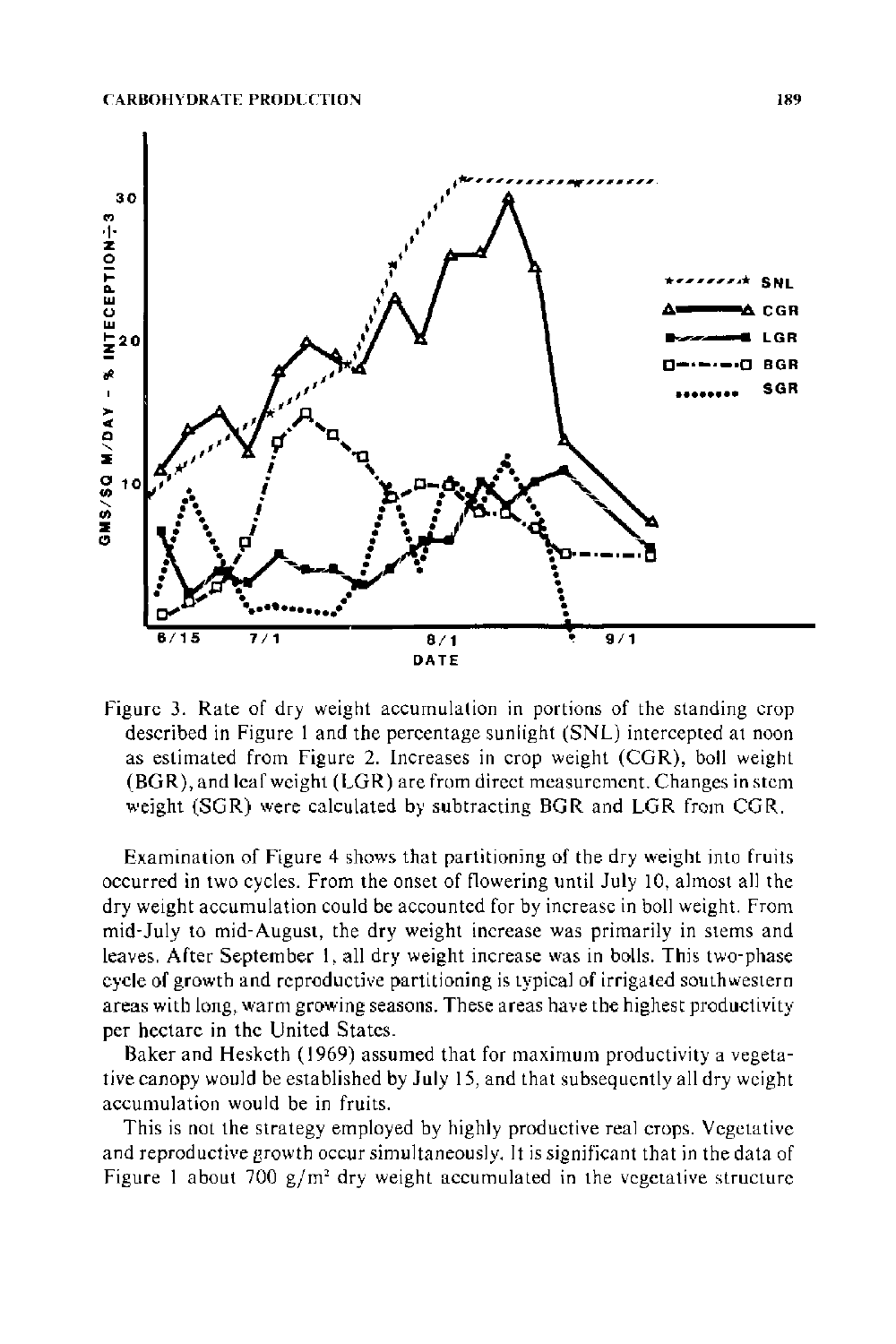Figure 3. Rate of dry weight accumulation in portions of the standing crop described in Figure 1 and the percentage sunlight (SNL) intercepted at noon as estimated from Figure 2. Increases in crop weight (CGR), boll weight (BGR), and leaf weight (LGR) are from direct measurement. Changes in stem weight (SGR) were calculated by subtracting BGR and LGR from CGR.

Examination of Figure 4 shows that partitioning of the dry weight into fruits occurred in two cycles. From the onset of flowering until July 10, almost all the dry weight accumulation could be accounted for by increase in boll weight. From mid-July to mid-August, the dry weight increase was primarily in stems and leaves. After September 1, all dry weight increase was in bolls. This two-phase cycle of growth and reproductive partitioning is typical of irrigated southwestern areas with long, warm growing seasons. These areas have the highest productivity per hectare in the United States.

Baker and Hesketh (1969) assumed that for maximum productivity a vegetative canopy would be established by July 15, and that subsequently all dry weight accumulation would be in fruits.

This is not the strategy employed by highly productive real crops. Vegetative and reproductive growth occur simultaneously. It is significant that in the data of Figure 1 about 700 g/m$^2$ dry weight accumulated in the vegetative structure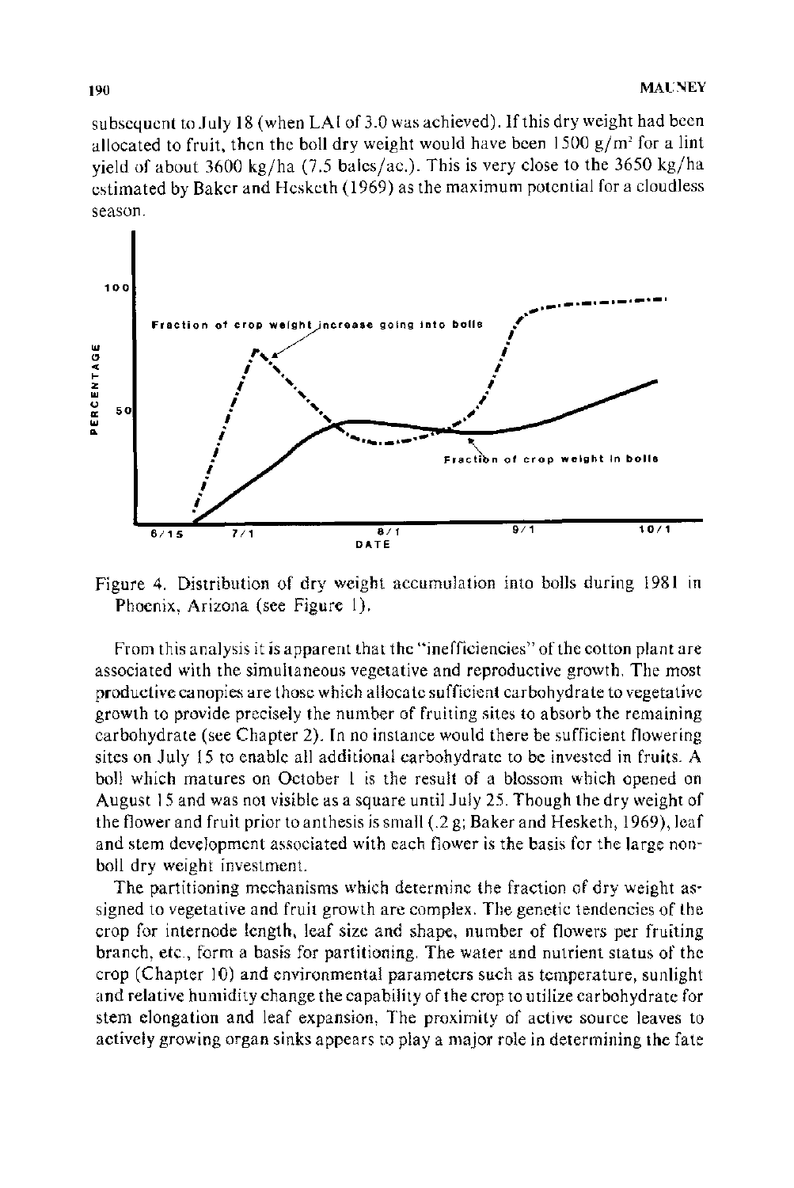subsequent to July 18 (when LAI of 3.0 was achieved). If this dry weight had been allocated to fruit, then the boll dry weight would have been 1500 g/m$^2$ for a lint yield of about 3600 kg/ha (7.5 bales/ac.). This is very close to the 3650 kg/ha estimated by Baker and Hesketh (1969) as the maximum potential for a cloudless season.

Figure 4. Distribution of dry weight accumulation into bolls during 1981 in Phoenix, Arizona (see Figure 1).

From this analysis it is apparent that the "inefficiencies" of the cotton plant are associated with the simultaneous vegetative and reproductive growth. The most productive canopies are those which allocate sufficient carbohydrate to vegetative growth to provide precisely the number of fruiting sites to absorb the remaining carbohydrate (see Chapter 2). In no instance would there be sufficient flowering sites on July 15 to enable all additional carbohydrate to be invested in fruits. A boll which matures on October 1 is the result of a blossom which opened on August 15 and was not visible as a square until July 25. Though the dry weight of the flower and fruit prior to anthesis is small (.2 g; Baker and Hesketh, 1969), leaf and stem development associated with each flower is the basis for the large non-boll dry weight investment.

The partitioning mechanisms which determine the fraction of dry weight assigned to vegetative and fruit growth are complex. The genetic tendencies of the crop for internode length, leaf size and shape, number of flowers per fruiting branch, etc., form a basis for partitioning. The water and nutrient status of the crop (Chapter 10) and environmental parameters such as temperature, sunlight and relative humidity change the capability of the crop to utilize carbohydrate for stem elongation and leaf expansion. The proximity of active source leaves to actively growing organ sinks appears to play a major role in determining the fate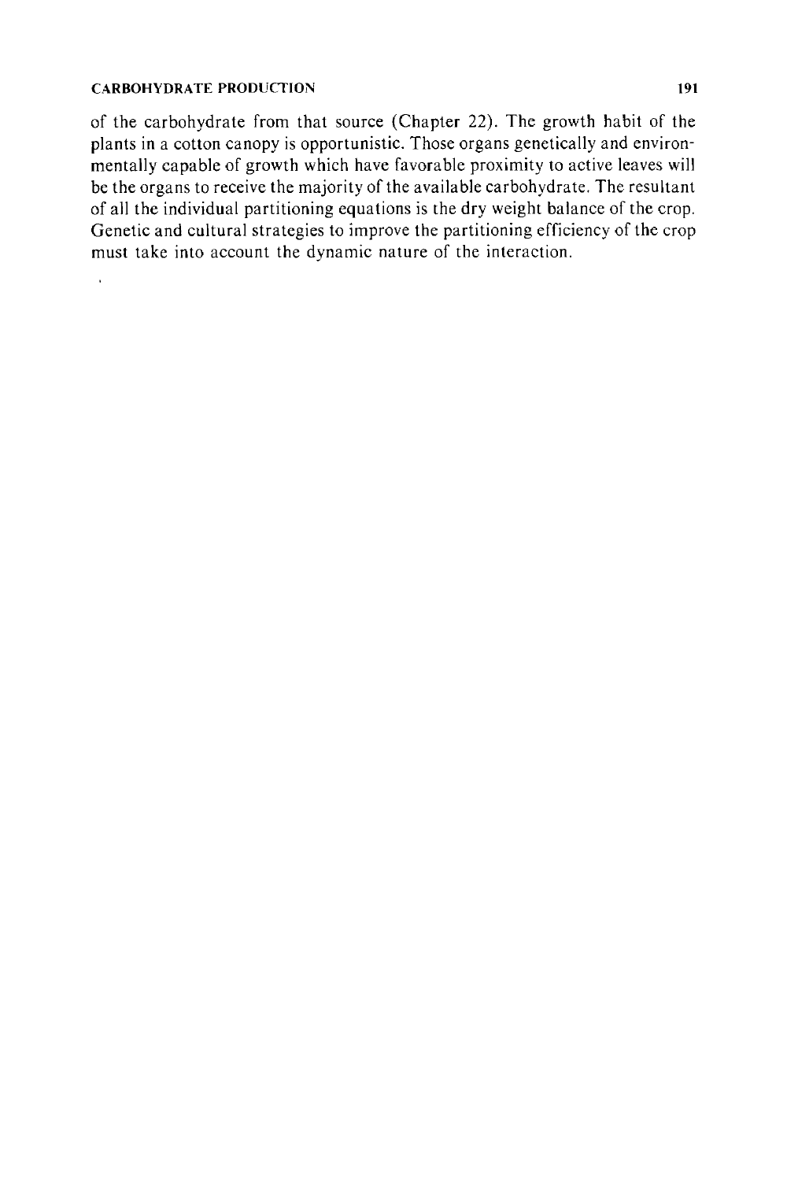of the carbohydrate from that source (Chapter 22). The growth habit of the plants in a cotton canopy is opportunistic. Those organs genetically and environmentally capable of growth which have favorable proximity to active leaves will be the organs to receive the majority of the available carbohydrate. The resultant of all the individual partitioning equations is the dry weight balance of the crop. Genetic and cultural strategies to improve the partitioning efficiency of the crop must take into account the dynamic nature of the interaction.